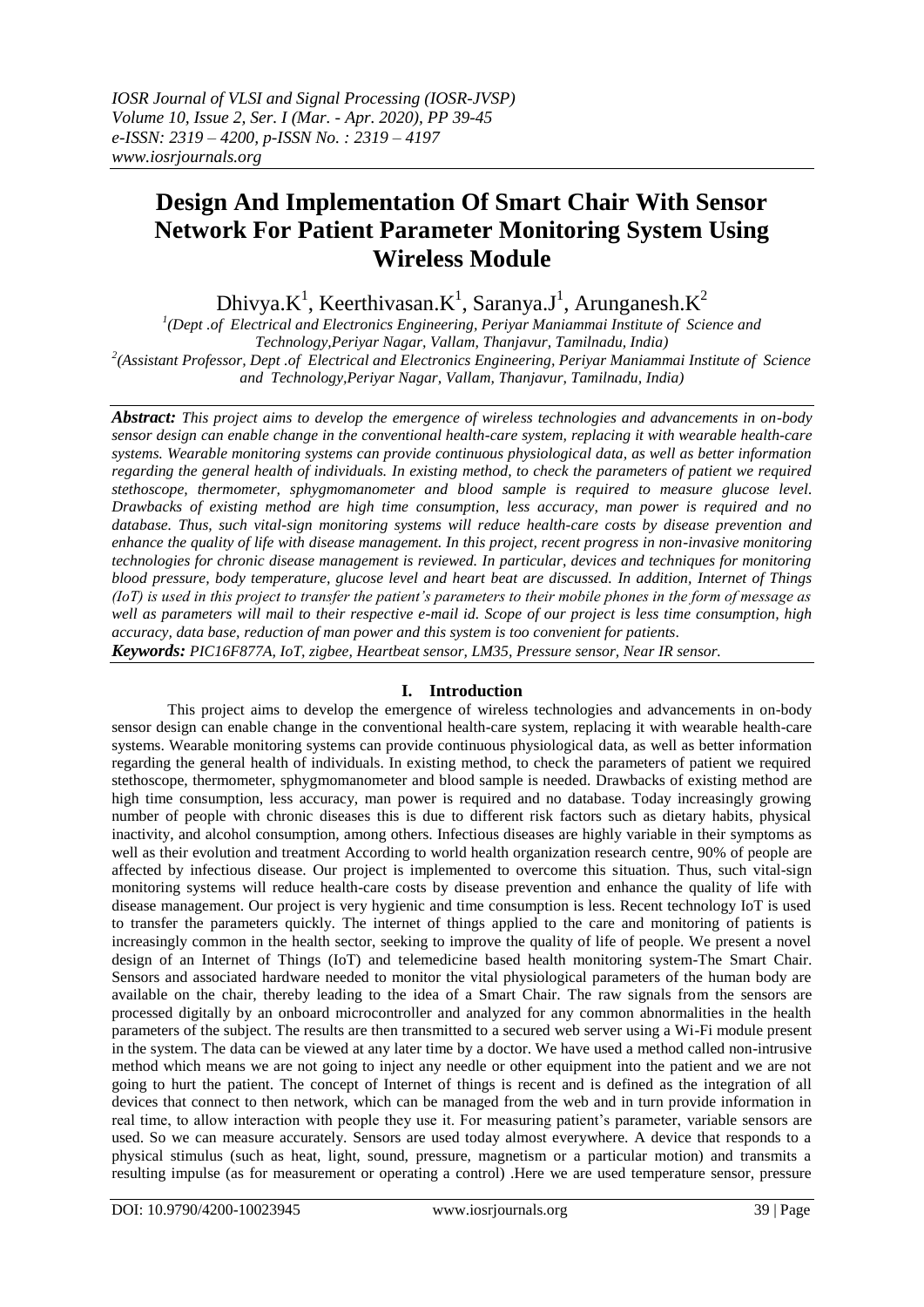# Design And Implementation Of Smart Chair With Sensor Network For Patient Parameter Monitoring System Using Wireless Module

Dhivya.K[1], Keerthivasan.K[1], Saranya.J[1], Arunganesh.K[2]

[1](Dept .of Electrical and Electronics Engineering, Periyar Maniammai Institute of Science and Technology,Periyar Nagar, Vallam, Thanjavur, Tamilnadu, India)

[2](Assistant Professor, Dept .of Electrical and Electronics Engineering, Periyar Maniammai Institute of Science and Technology,Periyar Nagar, Vallam, Thanjavur, Tamilnadu, India)

***Abstract:*** *This project aims to develop the emergence of wireless technologies and advancements in on-body sensor design can enable change in the conventional health-care system, replacing it with wearable health-care systems. Wearable monitoring systems can provide continuous physiological data, as well as better information regarding the general health of individuals. In existing method, to check the parameters of patient we required stethoscope, thermometer, sphygmomanometer and blood sample is required to measure glucose level. Drawbacks of existing method are high time consumption, less accuracy, man power is required and no database. Thus, such vital-sign monitoring systems will reduce health-care costs by disease prevention and enhance the quality of life with disease management. In this project, recent progress in non-invasive monitoring technologies for chronic disease management is reviewed. In particular, devices and techniques for monitoring blood pressure, body temperature, glucose level and heart beat are discussed. In addition, Internet of Things (IoT) is used in this project to transfer the patient's parameters to their mobile phones in the form of message as well as parameters will mail to their respective e-mail id. Scope of our project is less time consumption, high accuracy, data base, reduction of man power and this system is too convenient for patients.*

***Keywords:*** *PIC16F877A, IoT, zigbee, Heartbeat sensor, LM35, Pressure sensor, Near IR sensor.*

## I. Introduction

This project aims to develop the emergence of wireless technologies and advancements in on-body sensor design can enable change in the conventional health-care system, replacing it with wearable health-care systems. Wearable monitoring systems can provide continuous physiological data, as well as better information regarding the general health of individuals. In existing method, to check the parameters of patient we required stethoscope, thermometer, sphygmomanometer and blood sample is needed. Drawbacks of existing method are high time consumption, less accuracy, man power is required and no database. Today increasingly growing number of people with chronic diseases this is due to different risk factors such as dietary habits, physical inactivity, and alcohol consumption, among others. Infectious diseases are highly variable in their symptoms as well as their evolution and treatment According to world health organization research centre, 90% of people are affected by infectious disease. Our project is implemented to overcome this situation. Thus, such vital-sign monitoring systems will reduce health-care costs by disease prevention and enhance the quality of life with disease management. Our project is very hygienic and time consumption is less. Recent technology IoT is used to transfer the parameters quickly. The internet of things applied to the care and monitoring of patients is increasingly common in the health sector, seeking to improve the quality of life of people. We present a novel design of an Internet of Things (IoT) and telemedicine based health monitoring system-The Smart Chair. Sensors and associated hardware needed to monitor the vital physiological parameters of the human body are available on the chair, thereby leading to the idea of a Smart Chair. The raw signals from the sensors are processed digitally by an onboard microcontroller and analyzed for any common abnormalities in the health parameters of the subject. The results are then transmitted to a secured web server using a Wi-Fi module present in the system. The data can be viewed at any later time by a doctor. We have used a method called non-intrusive method which means we are not going to inject any needle or other equipment into the patient and we are not going to hurt the patient. The concept of Internet of things is recent and is defined as the integration of all devices that connect to then network, which can be managed from the web and in turn provide information in real time, to allow interaction with people they use it. For measuring patient's parameter, variable sensors are used. So we can measure accurately. Sensors are used today almost everywhere. A device that responds to a physical stimulus (such as heat, light, sound, pressure, magnetism or a particular motion) and transmits a resulting impulse (as for measurement or operating a control) .Here we are used temperature sensor, pressure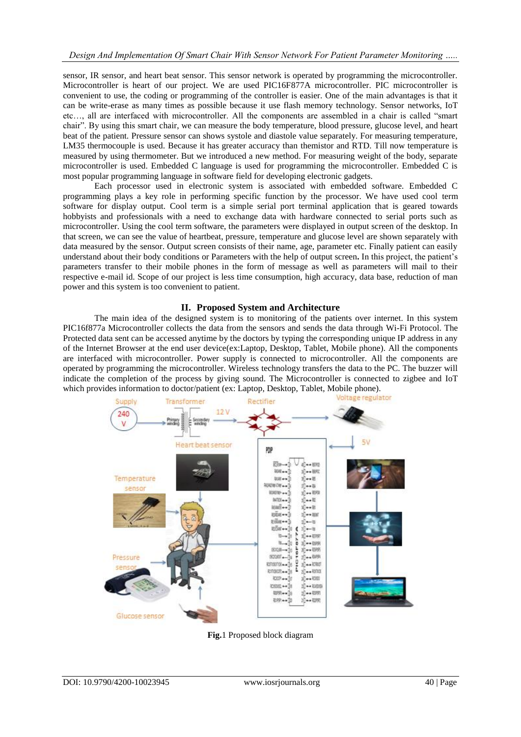sensor, IR sensor, and heart beat sensor. This sensor network is operated by programming the microcontroller. Microcontroller is heart of our project. We are used PIC16F877A microcontroller. PIC microcontroller is convenient to use, the coding or programming of the controller is easier. One of the main advantages is that it can be write-erase as many times as possible because it use flash memory technology. Sensor networks, IoT etc…, all are interfaced with microcontroller. All the components are assembled in a chair is called "smart chair". By using this smart chair, we can measure the body temperature, blood pressure, glucose level, and heart beat of the patient. Pressure sensor can shows systole and diastole value separately. For measuring temperature, LM35 thermocouple is used. Because it has greater accuracy than themistor and RTD. Till now temperature is measured by using thermometer. But we introduced a new method. For measuring weight of the body, separate microcontroller is used. Embedded C language is used for programming the microcontroller. Embedded C is most popular programming language in software field for developing electronic gadgets.

Each processor used in electronic system is associated with embedded software. Embedded C programming plays a key role in performing specific function by the processor. We have used cool term software for display output. Cool term is a simple serial port terminal application that is geared towards hobbyists and professionals with a need to exchange data with hardware connected to serial ports such as microcontroller. Using the cool term software, the parameters were displayed in output screen of the desktop. In that screen, we can see the value of heartbeat, pressure, temperature and glucose level are shown separately with data measured by the sensor. Output screen consists of their name, age, parameter etc. Finally patient can easily understand about their body conditions or Parameters with the help of output screen**.** In this project, the patient's parameters transfer to their mobile phones in the form of message as well as parameters will mail to their respective e-mail id. Scope of our project is less time consumption, high accuracy, data base, reduction of man power and this system is too convenient to patient.

## II. Proposed System and Architecture

The main idea of the designed system is to monitoring of the patients over internet. In this system PIC16f877a Microcontroller collects the data from the sensors and sends the data through Wi-Fi Protocol. The Protected data sent can be accessed anytime by the doctors by typing the corresponding unique IP address in any of the Internet Browser at the end user device(ex:Laptop, Desktop, Tablet, Mobile phone). All the components are interfaced with microcontroller. Power supply is connected to microcontroller. All the components are operated by programming the microcontroller. Wireless technology transfers the data to the PC. The buzzer will indicate the completion of the process by giving sound. The Microcontroller is connected to zigbee and IoT which provides information to doctor/patient (ex: Laptop, Desktop, Tablet, Mobile phone).

**Fig.**1 Proposed block diagram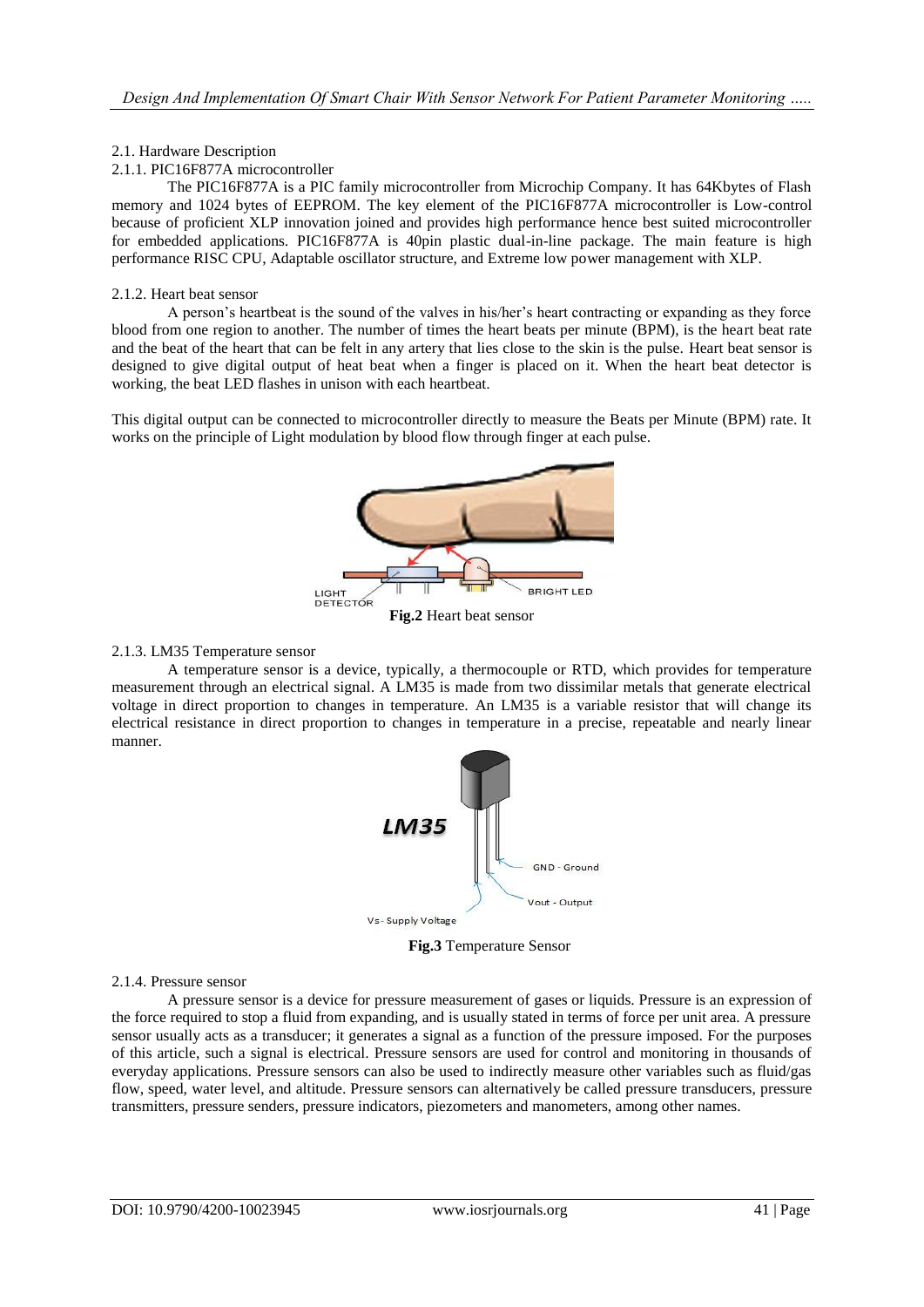### 2.1. Hardware Description

#### 2.1.1. PIC16F877A microcontroller

The PIC16F877A is a PIC family microcontroller from Microchip Company. It has 64Kbytes of Flash memory and 1024 bytes of EEPROM. The key element of the PIC16F877A microcontroller is Low-control because of proficient XLP innovation joined and provides high performance hence best suited microcontroller for embedded applications. PIC16F877A is 40pin plastic dual-in-line package. The main feature is high performance RISC CPU, Adaptable oscillator structure, and Extreme low power management with XLP.

#### 2.1.2. Heart beat sensor

A person's heartbeat is the sound of the valves in his/her's heart contracting or expanding as they force blood from one region to another. The number of times the heart beats per minute (BPM), is the heart beat rate and the beat of the heart that can be felt in any artery that lies close to the skin is the pulse. Heart beat sensor is designed to give digital output of heat beat when a finger is placed on it. When the heart beat detector is working, the beat LED flashes in unison with each heartbeat.

This digital output can be connected to microcontroller directly to measure the Beats per Minute (BPM) rate. It works on the principle of Light modulation by blood flow through finger at each pulse.

**Fig.2** Heart beat sensor

#### 2.1.3. LM35 Temperature sensor

A temperature sensor is a device, typically, a thermocouple or RTD, which provides for temperature measurement through an electrical signal. A LM35 is made from two dissimilar metals that generate electrical voltage in direct proportion to changes in temperature. An LM35 is a variable resistor that will change its electrical resistance in direct proportion to changes in temperature in a precise, repeatable and nearly linear manner.

**Fig.3** Temperature Sensor

#### 2.1.4. Pressure sensor

A pressure sensor is a device for pressure measurement of gases or liquids. Pressure is an expression of the force required to stop a fluid from expanding, and is usually stated in terms of force per unit area. A pressure sensor usually acts as a transducer; it generates a signal as a function of the pressure imposed. For the purposes of this article, such a signal is electrical. Pressure sensors are used for control and monitoring in thousands of everyday applications. Pressure sensors can also be used to indirectly measure other variables such as fluid/gas flow, speed, water level, and altitude. Pressure sensors can alternatively be called pressure transducers, pressure transmitters, pressure senders, pressure indicators, piezometers and manometers, among other names.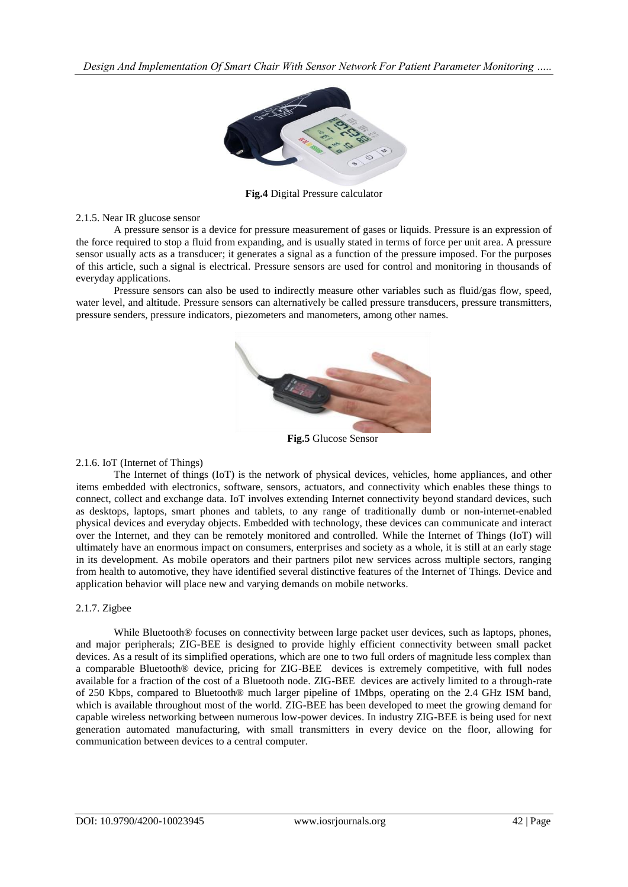**Fig.4** Digital Pressure calculator

2.1.5. Near IR glucose sensor

A pressure sensor is a device for pressure measurement of gases or liquids. Pressure is an expression of the force required to stop a fluid from expanding, and is usually stated in terms of force per unit area. A pressure sensor usually acts as a transducer; it generates a signal as a function of the pressure imposed. For the purposes of this article, such a signal is electrical. Pressure sensors are used for control and monitoring in thousands of everyday applications.

Pressure sensors can also be used to indirectly measure other variables such as fluid/gas flow, speed, water level, and altitude. Pressure sensors can alternatively be called pressure transducers, pressure transmitters, pressure senders, pressure indicators, piezometers and manometers, among other names.

**Fig.5** Glucose Sensor

2.1.6. IoT (Internet of Things)

The Internet of things (IoT) is the network of physical devices, vehicles, home appliances, and other items embedded with electronics, software, sensors, actuators, and connectivity which enables these things to connect, collect and exchange data. IoT involves extending Internet connectivity beyond standard devices, such as desktops, laptops, smart phones and tablets, to any range of traditionally dumb or non-internet-enabled physical devices and everyday objects. Embedded with technology, these devices can communicate and interact over the Internet, and they can be remotely monitored and controlled. While the Internet of Things (IoT) will ultimately have an enormous impact on consumers, enterprises and society as a whole, it is still at an early stage in its development. As mobile operators and their partners pilot new services across multiple sectors, ranging from health to automotive, they have identified several distinctive features of the Internet of Things. Device and application behavior will place new and varying demands on mobile networks.

2.1.7. Zigbee

While Bluetooth® focuses on connectivity between large packet user devices, such as laptops, phones, and major peripherals; ZIG-BEE is designed to provide highly efficient connectivity between small packet devices. As a result of its simplified operations, which are one to two full orders of magnitude less complex than a comparable Bluetooth® device, pricing for ZIG-BEE devices is extremely competitive, with full nodes available for a fraction of the cost of a Bluetooth node. ZIG-BEE devices are actively limited to a through-rate of 250 Kbps, compared to Bluetooth® much larger pipeline of 1Mbps, operating on the 2.4 GHz ISM band, which is available throughout most of the world. ZIG-BEE has been developed to meet the growing demand for capable wireless networking between numerous low-power devices. In industry ZIG-BEE is being used for next generation automated manufacturing, with small transmitters in every device on the floor, allowing for communication between devices to a central computer.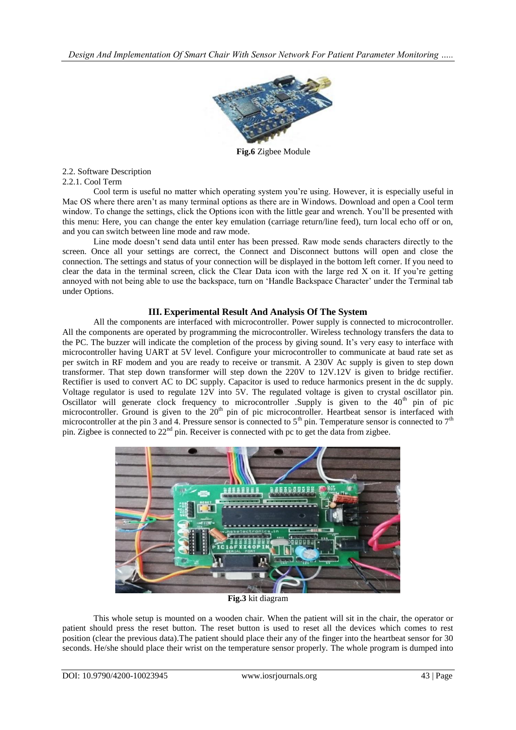**Fig.6** Zigbee Module

2.2. Software Description

2.2.1. Cool Term

Cool term is useful no matter which operating system you're using. However, it is especially useful in Mac OS where there aren't as many terminal options as there are in Windows. Download and open a Cool term window. To change the settings, click the Options icon with the little gear and wrench. You'll be presented with this menu: Here, you can change the enter key emulation (carriage return/line feed), turn local echo off or on, and you can switch between line mode and raw mode.

Line mode doesn't send data until enter has been pressed. Raw mode sends characters directly to the screen. Once all your settings are correct, the Connect and Disconnect buttons will open and close the connection. The settings and status of your connection will be displayed in the bottom left corner. If you need to clear the data in the terminal screen, click the Clear Data icon with the large red X on it. If you're getting annoyed with not being able to use the backspace, turn on 'Handle Backspace Character' under the Terminal tab under Options.

## III. Experimental Result And Analysis Of The System

All the components are interfaced with microcontroller. Power supply is connected to microcontroller. All the components are operated by programming the microcontroller. Wireless technology transfers the data to the PC. The buzzer will indicate the completion of the process by giving sound. It's very easy to interface with microcontroller having UART at 5V level. Configure your microcontroller to communicate at baud rate set as per switch in RF modem and you are ready to receive or transmit. A 230V Ac supply is given to step down transformer. That step down transformer will step down the 220V to 12V.12V is given to bridge rectifier. Rectifier is used to convert AC to DC supply. Capacitor is used to reduce harmonics present in the dc supply. Voltage regulator is used to regulate 12V into 5V. The regulated voltage is given to crystal oscillator pin. Oscillator will generate clock frequency to microcontroller .Supply is given to the 40$^{th}$ pin of pic microcontroller. Ground is given to the 20$^{th}$ pin of pic microcontroller. Heartbeat sensor is interfaced with microcontroller at the pin 3 and 4. Pressure sensor is connected to 5$^{th}$ pin. Temperature sensor is connected to 7$^{th}$ pin. Zigbee is connected to 22$^{nd}$ pin. Receiver is connected with pc to get the data from zigbee.

**Fig.3** kit diagram

This whole setup is mounted on a wooden chair. When the patient will sit in the chair, the operator or patient should press the reset button. The reset button is used to reset all the devices which comes to rest position (clear the previous data).The patient should place their any of the finger into the heartbeat sensor for 30 seconds. He/she should place their wrist on the temperature sensor properly. The whole program is dumped into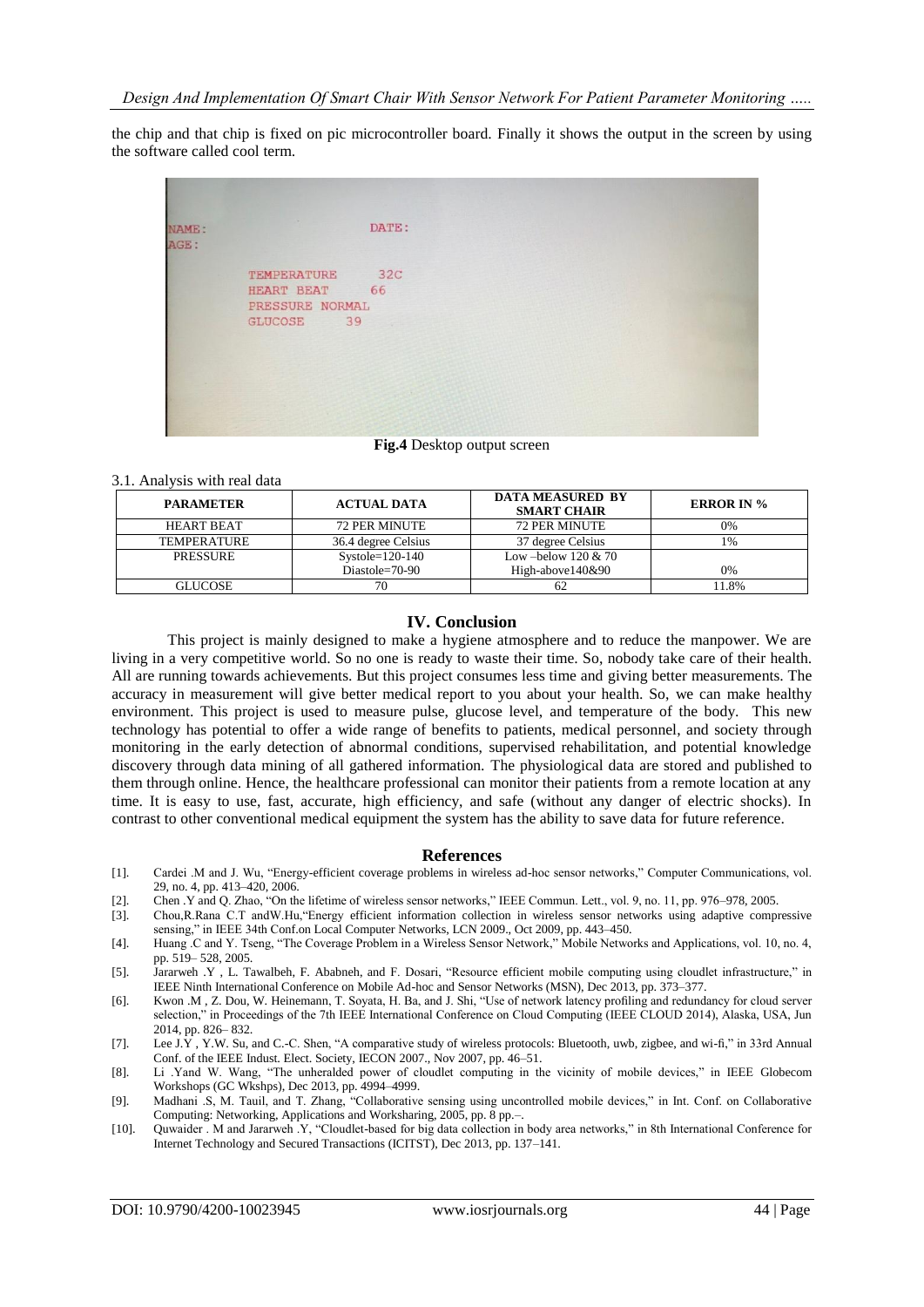the chip and that chip is fixed on pic microcontroller board. Finally it shows the output in the screen by using the software called cool term.

**Fig.4** Desktop output screen

3.1. Analysis with real data

| PARAMETER | ACTUAL DATA | DATA MEASURED BY SMART CHAIR | ERROR IN % |
|---|---|---|---|
| HEART BEAT | 72 PER MINUTE | 72 PER MINUTE | 0% |
| TEMPERATURE | 36.4 degree Celsius | 37 degree Celsius | 1% |
| PRESSURE | Systole=120-140<br>Diastole=70-90 | Low –below 120 & 70<br>High-above140&90 | 0% |
| GLUCOSE | 70 | 62 | 11.8% |

## IV. Conclusion

This project is mainly designed to make a hygiene atmosphere and to reduce the manpower. We are living in a very competitive world. So no one is ready to waste their time. So, nobody take care of their health. All are running towards achievements. But this project consumes less time and giving better measurements. The accuracy in measurement will give better medical report to you about your health. So, we can make healthy environment. This project is used to measure pulse, glucose level, and temperature of the body. This new technology has potential to offer a wide range of benefits to patients, medical personnel, and society through monitoring in the early detection of abnormal conditions, supervised rehabilitation, and potential knowledge discovery through data mining of all gathered information. The physiological data are stored and published to them through online. Hence, the healthcare professional can monitor their patients from a remote location at any time. It is easy to use, fast, accurate, high efficiency, and safe (without any danger of electric shocks). In contrast to other conventional medical equipment the system has the ability to save data for future reference.

## References

[1]. Cardei .M and J. Wu, "Energy-efficient coverage problems in wireless ad-hoc sensor networks," Computer Communications, vol. 29, no. 4, pp. 413–420, 2006.

[2]. Chen .Y and Q. Zhao, "On the lifetime of wireless sensor networks," IEEE Commun. Lett., vol. 9, no. 11, pp. 976–978, 2005.

[3]. Chou,R.Rana C.T andW.Hu,"Energy efficient information collection in wireless sensor networks using adaptive compressive sensing," in IEEE 34th Conf.on Local Computer Networks, LCN 2009., Oct 2009, pp. 443–450.

[4]. Huang .C and Y. Tseng, "The Coverage Problem in a Wireless Sensor Network," Mobile Networks and Applications, vol. 10, no. 4, pp. 519– 528, 2005.

[5]. Jararweh .Y , L. Tawalbeh, F. Ababneh, and F. Dosari, "Resource efficient mobile computing using cloudlet infrastructure," in IEEE Ninth International Conference on Mobile Ad-hoc and Sensor Networks (MSN), Dec 2013, pp. 373–377.

[6]. Kwon .M , Z. Dou, W. Heinemann, T. Soyata, H. Ba, and J. Shi, "Use of network latency profiling and redundancy for cloud server selection," in Proceedings of the 7th IEEE International Conference on Cloud Computing (IEEE CLOUD 2014), Alaska, USA, Jun 2014, pp. 826– 832.

[7]. Lee J.Y , Y.W. Su, and C.-C. Shen, "A comparative study of wireless protocols: Bluetooth, uwb, zigbee, and wi-fi," in 33rd Annual Conf. of the IEEE Indust. Elect. Society, IECON 2007., Nov 2007, pp. 46–51.

[8]. Li .Yand W. Wang, "The unheralded power of cloudlet computing in the vicinity of mobile devices," in IEEE Globecom Workshops (GC Wkshps), Dec 2013, pp. 4994–4999.

[9]. Madhani .S, M. Tauil, and T. Zhang, "Collaborative sensing using uncontrolled mobile devices," in Int. Conf. on Collaborative Computing: Networking, Applications and Worksharing, 2005, pp. 8 pp.–.

[10]. Quwaider . M and Jararweh .Y, "Cloudlet-based for big data collection in body area networks," in 8th International Conference for Internet Technology and Secured Transactions (ICITST), Dec 2013, pp. 137–141.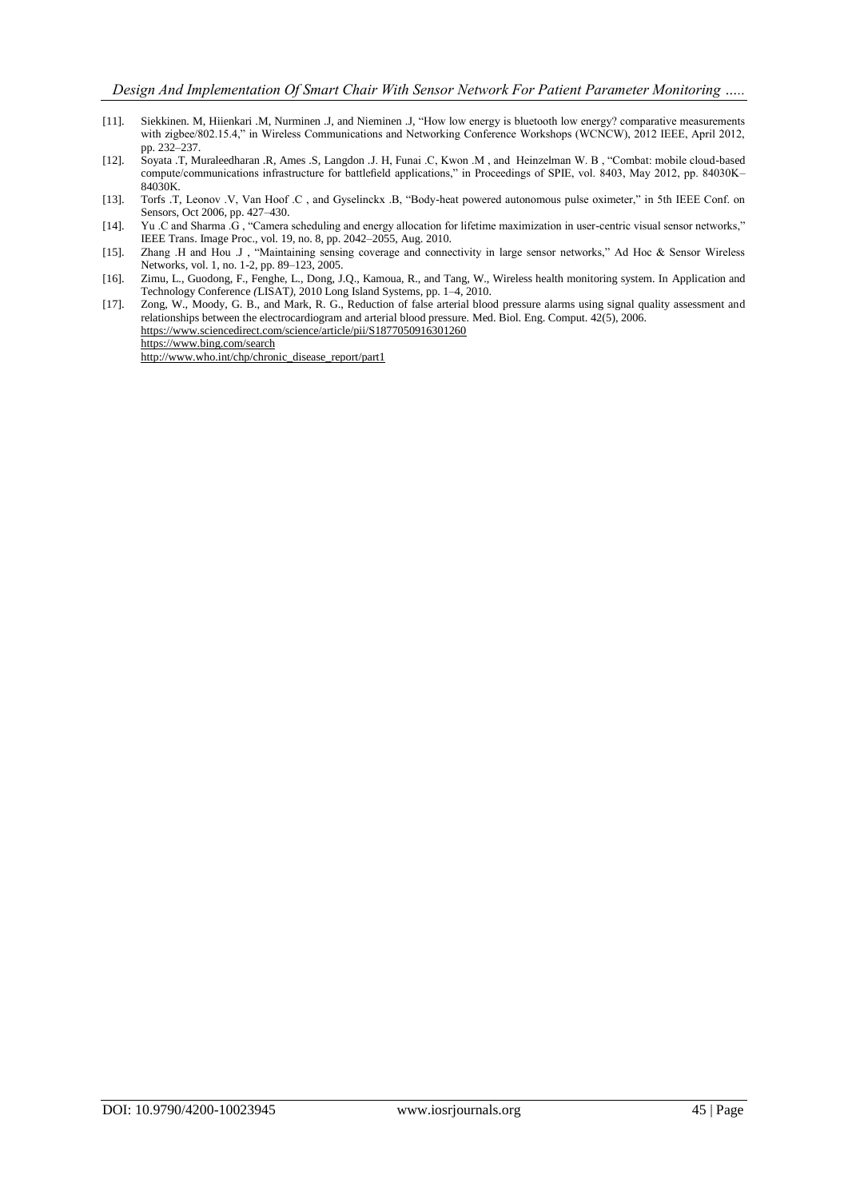[11]. Siekkinen. M, Hiienkari .M, Nurminen .J, and Nieminen .J, "How low energy is bluetooth low energy? comparative measurements with zigbee/802.15.4," in Wireless Communications and Networking Conference Workshops (WCNCW), 2012 IEEE, April 2012, pp. 232–237.

[12]. Soyata .T, Muraleedharan .R, Ames .S, Langdon .J. H, Funai .C, Kwon .M , and Heinzelman W. B , "Combat: mobile cloud-based compute/communications infrastructure for battlefield applications," in Proceedings of SPIE, vol. 8403, May 2012, pp. 84030K–84030K.

[13]. Torfs .T, Leonov .V, Van Hoof .C , and Gyselinckx .B, "Body-heat powered autonomous pulse oximeter," in 5th IEEE Conf. on Sensors, Oct 2006, pp. 427–430.

[14]. Yu .C and Sharma .G , "Camera scheduling and energy allocation for lifetime maximization in user-centric visual sensor networks," IEEE Trans. Image Proc., vol. 19, no. 8, pp. 2042–2055, Aug. 2010.

[15]. Zhang .H and Hou .J , "Maintaining sensing coverage and connectivity in large sensor networks," Ad Hoc & Sensor Wireless Networks, vol. 1, no. 1-2, pp. 89–123, 2005.

[16]. Zimu, L., Guodong, F., Fenghe, L., Dong, J.Q., Kamoua, R., and Tang, W., Wireless health monitoring system. In Application and Technology Conference (LISAT), 2010 Long Island Systems, pp. 1–4, 2010.

[17]. Zong, W., Moody, G. B., and Mark, R. G., Reduction of false arterial blood pressure alarms using signal quality assessment and relationships between the electrocardiogram and arterial blood pressure. Med. Biol. Eng. Comput. 42(5), 2006.
https://www.sciencedirect.com/science/article/pii/S1877050916301260
https://www.bing.com/search
http://www.who.int/chp/chronic_disease_report/part1